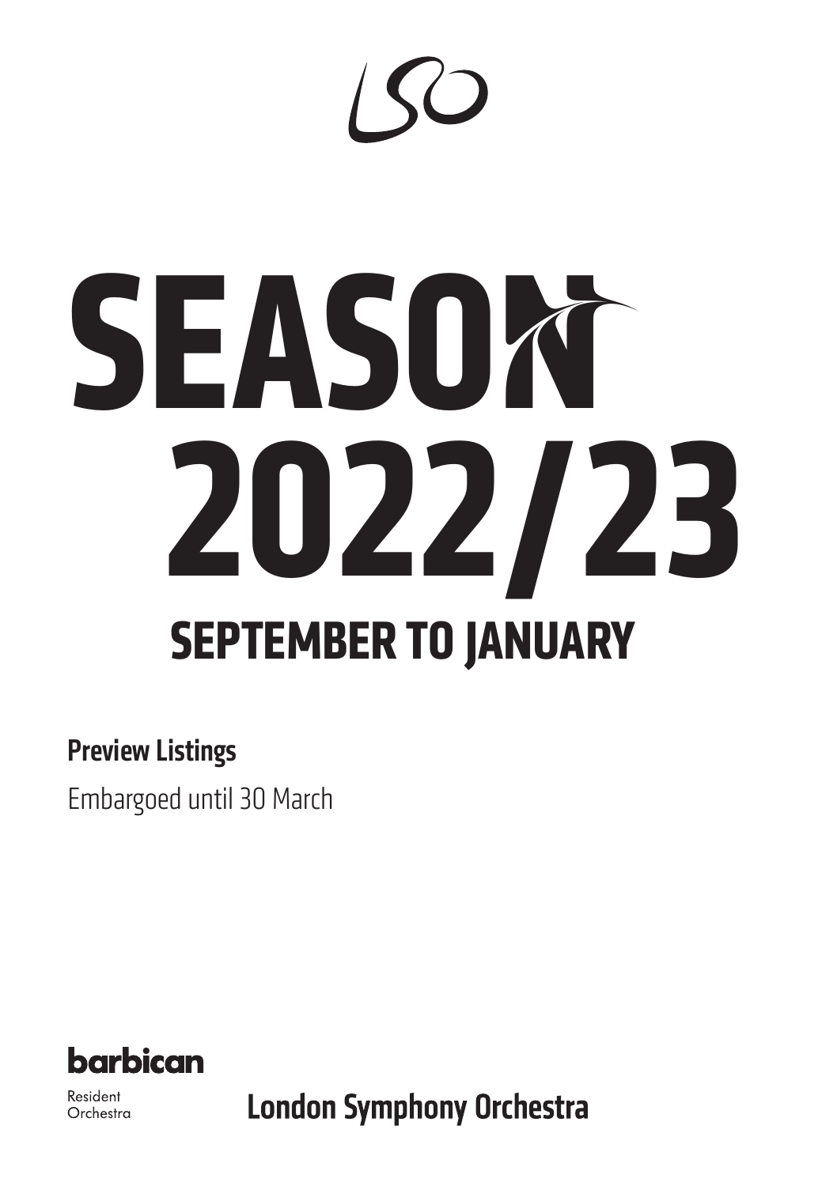LSO

# SEASON 2022/23

## SEPTEMBER TO JANUARY

**Preview Listings**

Embargoed until 30 March

barbican

Resident Orchestra

**London Symphony Orchestra**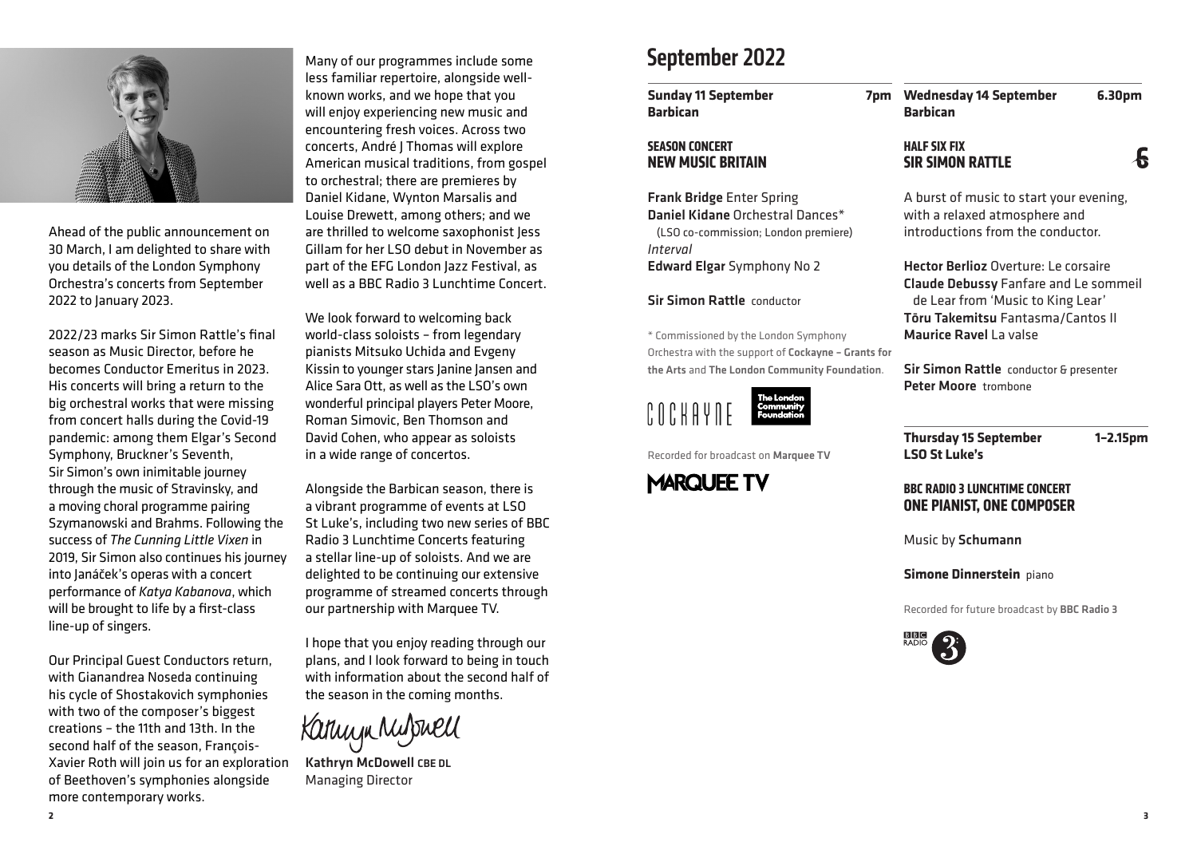Ahead of the public announcement on 30 March, I am delighted to share with you details of the London Symphony Orchestra's concerts from September 2022 to January 2023.

2022/23 marks Sir Simon Rattle's final season as Music Director, before he becomes Conductor Emeritus in 2023. His concerts will bring a return to the big orchestral works that were missing from concert halls during the Covid-19 pandemic: among them Elgar's Second Symphony, Bruckner's Seventh, Sir Simon's own inimitable journey through the music of Stravinsky, and a moving choral programme pairing Szymanowski and Brahms. Following the success of *The Cunning Little Vixen* in 2019, Sir Simon also continues his journey into Janáček's operas with a concert performance of *Katya Kabanova*, which will be brought to life by a first-class line-up of singers.

Our Principal Guest Conductors return, with Gianandrea Noseda continuing his cycle of Shostakovich symphonies with two of the composer's biggest creations – the 11th and 13th. In the second half of the season, François-Xavier Roth will join us for an exploration of Beethoven's symphonies alongside more contemporary works.

Many of our programmes include some less familiar repertoire, alongside well-known works, and we hope that you will enjoy experiencing new music and encountering fresh voices. Across two concerts, André J Thomas will explore American musical traditions, from gospel to orchestral; there are premieres by Daniel Kidane, Wynton Marsalis and Louise Drewett, among others; and we are thrilled to welcome saxophonist Jess Gillam for her LSO debut in November as part of the EFG London Jazz Festival, as well as a BBC Radio 3 Lunchtime Concert.

We look forward to welcoming back world-class soloists – from legendary pianists Mitsuko Uchida and Evgeny Kissin to younger stars Janine Jansen and Alice Sara Ott, as well as the LSO's own wonderful principal players Peter Moore, Roman Simovic, Ben Thomson and David Cohen, who appear as soloists in a wide range of concertos.

Alongside the Barbican season, there is a vibrant programme of events at LSO St Luke's, including two new series of BBC Radio 3 Lunchtime Concerts featuring a stellar line-up of soloists. And we are delighted to be continuing our extensive programme of streamed concerts through our partnership with Marquee TV.

I hope that you enjoy reading through our plans, and I look forward to being in touch with information about the second half of the season in the coming months.

**Kathryn McDowell** CBE DL
Managing Director

# September 2022

**Sunday 11 September** **7pm**
**Barbican**

### SEASON CONCERT
### NEW MUSIC BRITAIN

**Frank Bridge** Enter Spring
**Daniel Kidane** Orchestral Dances*
(LSO co-commission; London premiere)
*Interval*
**Edward Elgar** Symphony No 2

**Sir Simon Rattle** conductor

\* Commissioned by the London Symphony Orchestra with the support of **Cockayne – Grants for the Arts** and **The London Community Foundation**.

Recorded for broadcast on **Marquee TV**

**Wednesday 14 September** **6.30pm**
**Barbican**

### HALF SIX FIX
### SIR SIMON RATTLE

A burst of music to start your evening, with a relaxed atmosphere and introductions from the conductor.

**Hector Berlioz** Overture: Le corsaire
**Claude Debussy** Fanfare and Le sommeil de Lear from 'Music to King Lear'
**Tōru Takemitsu** Fantasma/Cantos II
**Maurice Ravel** La valse

**Sir Simon Rattle** conductor & presenter
**Peter Moore** trombone

**Thursday 15 September** **1–2.15pm**
**LSO St Luke's**

### BBC RADIO 3 LUNCHTIME CONCERT
### ONE PIANIST, ONE COMPOSER

Music by **Schumann**

**Simone Dinnerstein** piano

Recorded for future broadcast by **BBC Radio 3**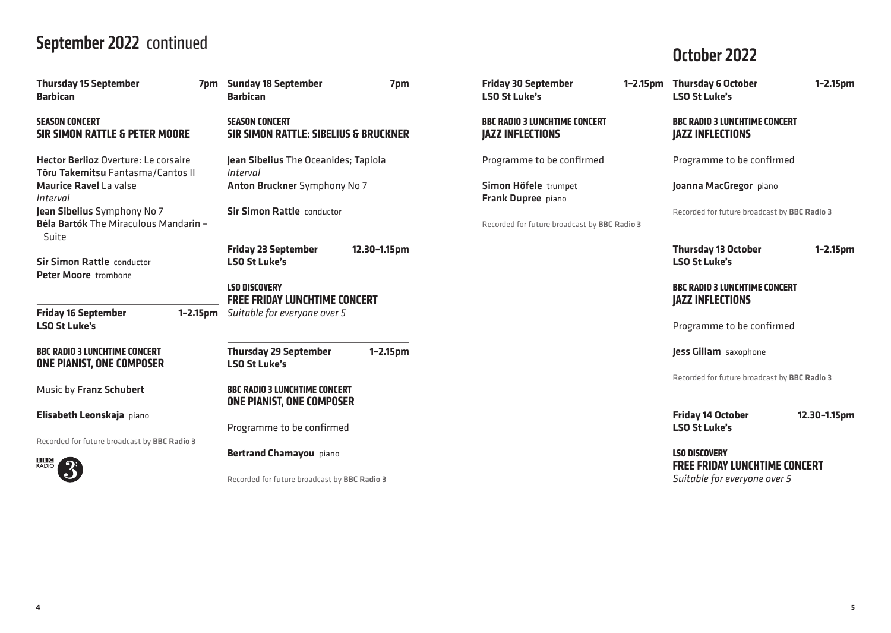# September 2022 continued

**Thursday 15 September** 7pm
**Barbican**

**SEASON CONCERT**
## SIR SIMON RATTLE & PETER MOORE

**Hector Berlioz** Overture: Le corsaire
**Tōru Takemitsu** Fantasma/Cantos II
**Maurice Ravel** La valse
*Interval*
**Jean Sibelius** Symphony No 7
**Béla Bartók** The Miraculous Mandarin – Suite

**Sir Simon Rattle** conductor
**Peter Moore** trombone

---

**Friday 16 September** 1–2.15pm
**LSO St Luke's**

**BBC RADIO 3 LUNCHTIME CONCERT**
## ONE PIANIST, ONE COMPOSER

Music by **Franz Schubert**

**Elisabeth Leonskaja** piano

Recorded for future broadcast by **BBC Radio 3**

---

**Sunday 18 September** 7pm
**Barbican**

**SEASON CONCERT**
## SIR SIMON RATTLE: SIBELIUS & BRUCKNER

**Jean Sibelius** The Oceanides; Tapiola
*Interval*
**Anton Bruckner** Symphony No 7

**Sir Simon Rattle** conductor

---

**Friday 23 September** 12.30–1.15pm
**LSO St Luke's**

**LSO DISCOVERY**
## FREE FRIDAY LUNCHTIME CONCERT

*Suitable for everyone over 5*

---

**Thursday 29 September** 1–2.15pm
**LSO St Luke's**

**BBC RADIO 3 LUNCHTIME CONCERT**
## ONE PIANIST, ONE COMPOSER

Programme to be confirmed

**Bertrand Chamayou** piano

Recorded for future broadcast by **BBC Radio 3**

---

**Friday 30 September** 1–2.15pm
**LSO St Luke's**

**BBC RADIO 3 LUNCHTIME CONCERT**
## JAZZ INFLECTIONS

Programme to be confirmed

**Simon Höfele** trumpet
**Frank Dupree** piano

Recorded for future broadcast by **BBC Radio 3**

# October 2022

**Thursday 6 October** 1–2.15pm
**LSO St Luke's**

**BBC RADIO 3 LUNCHTIME CONCERT**
## JAZZ INFLECTIONS

Programme to be confirmed

**Joanna MacGregor** piano

Recorded for future broadcast by **BBC Radio 3**

---

**Thursday 13 October** 1–2.15pm
**LSO St Luke's**

**BBC RADIO 3 LUNCHTIME CONCERT**
## JAZZ INFLECTIONS

Programme to be confirmed

**Jess Gillam** saxophone

Recorded for future broadcast by **BBC Radio 3**

---

**Friday 14 October** 12.30–1.15pm
**LSO St Luke's**

**LSO DISCOVERY**
## FREE FRIDAY LUNCHTIME CONCERT

*Suitable for everyone over 5*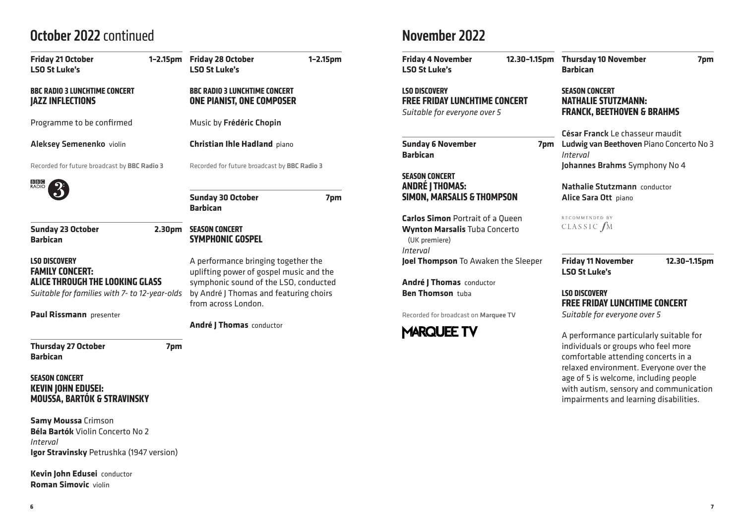## October 2022 continued

**Friday 21 October** 1–2.15pm
**LSO St Luke's**

**BBC RADIO 3 LUNCHTIME CONCERT**
**JAZZ INFLECTIONS**

Programme to be confirmed

**Aleksey Semenenko** violin

Recorded for future broadcast by **BBC Radio 3**

**Sunday 23 October** 2.30pm
**Barbican**

**LSO DISCOVERY**
**FAMILY CONCERT: ALICE THROUGH THE LOOKING GLASS**
*Suitable for families with 7- to 12-year-olds*

**Paul Rissmann** presenter

**Thursday 27 October** 7pm
**Barbican**

**SEASON CONCERT**
**KEVIN JOHN EDUSEI: MOUSSA, BARTÓK & STRAVINSKY**

**Samy Moussa** Crimson
**Béla Bartók** Violin Concerto No 2
*Interval*
**Igor Stravinsky** Petrushka (1947 version)

**Kevin John Edusei** conductor
**Roman Simovic** violin

**Friday 28 October** 1–2.15pm
**LSO St Luke's**

**BBC RADIO 3 LUNCHTIME CONCERT**
**ONE PIANIST, ONE COMPOSER**

Music by **Frédéric Chopin**

**Christian Ihle Hadland** piano

Recorded for future broadcast by **BBC Radio 3**

**Sunday 30 October** 7pm
**Barbican**

**SEASON CONCERT**
**SYMPHONIC GOSPEL**

A performance bringing together the uplifting power of gospel music and the symphonic sound of the LSO, conducted by André J Thomas and featuring choirs from across London.

**André J Thomas** conductor

## November 2022

**Friday 4 November** 12.30–1.15pm
**LSO St Luke's**

**LSO DISCOVERY**
**FREE FRIDAY LUNCHTIME CONCERT**
*Suitable for everyone over 5*

**Sunday 6 November** 7pm
**Barbican**

**SEASON CONCERT**
**ANDRÉ J THOMAS: SIMON, MARSALIS & THOMPSON**

**Carlos Simon** Portrait of a Queen
**Wynton Marsalis** Tuba Concerto (UK premiere)
*Interval*
**Joel Thompson** To Awaken the Sleeper

**André J Thomas** conductor
**Ben Thomson** tuba

Recorded for broadcast on **Marquee TV**

**Thursday 10 November** 7pm
**Barbican**

**SEASON CONCERT**
**NATHALIE STUTZMANN: FRANCK, BEETHOVEN & BRAHMS**

**César Franck** Le chasseur maudit
**Ludwig van Beethoven** Piano Concerto No 3
*Interval*
**Johannes Brahms** Symphony No 4

**Nathalie Stutzmann** conductor
**Alice Sara Ott** piano

RECOMMENDED BY CLASSIC fM

**Friday 11 November** 12.30–1.15pm
**LSO St Luke's**

**LSO DISCOVERY**
**FREE FRIDAY LUNCHTIME CONCERT**
*Suitable for everyone over 5*

A performance particularly suitable for individuals or groups who feel more comfortable attending concerts in a relaxed environment. Everyone over the age of 5 is welcome, including people with autism, sensory and communication impairments and learning disabilities.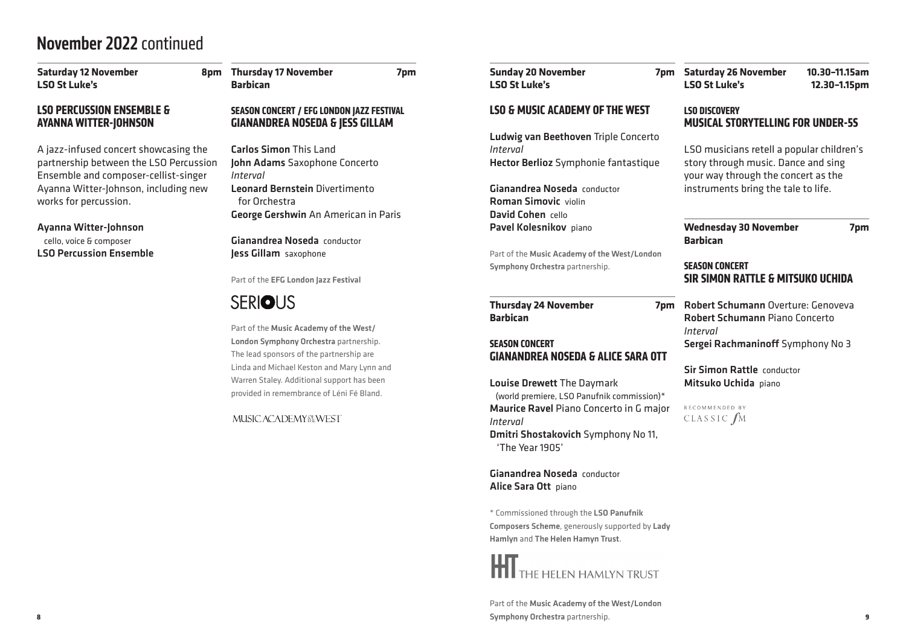# November 2022 continued

**Saturday 12 November** **8pm**
**LSO St Luke's**

## LSO PERCUSSION ENSEMBLE & AYANNA WITTER-JOHNSON

A jazz-infused concert showcasing the partnership between the LSO Percussion Ensemble and composer-cellist-singer Ayanna Witter-Johnson, including new works for percussion.

**Ayanna Witter-Johnson** cello, voice & composer
**LSO Percussion Ensemble**

**Thursday 17 November** **7pm**
**Barbican**

### SEASON CONCERT / EFG LONDON JAZZ FESTIVAL
## GIANANDREA NOSEDA & JESS GILLAM

**Carlos Simon** This Land
**John Adams** Saxophone Concerto
*Interval*
**Leonard Bernstein** Divertimento for Orchestra
**George Gershwin** An American in Paris

**Gianandrea Noseda** conductor
**Jess Gillam** saxophone

Part of the **EFG London Jazz Festival**

SERIOUS

Part of the **Music Academy of the West/ London Symphony Orchestra** partnership. The lead sponsors of the partnership are Linda and Michael Keston and Mary Lynn and Warren Staley. Additional support has been provided in remembrance of Léni Fé Bland.

MUSIC ACADEMY OF THE WEST

**Sunday 20 November** **7pm**
**LSO St Luke's**

## LSO & MUSIC ACADEMY OF THE WEST

**Ludwig van Beethoven** Triple Concerto
*Interval*
**Hector Berlioz** Symphonie fantastique

**Gianandrea Noseda** conductor
**Roman Simovic** violin
**David Cohen** cello
**Pavel Kolesnikov** piano

Part of the **Music Academy of the West/London Symphony Orchestra** partnership.

**Thursday 24 November** **7pm**
**Barbican**

### SEASON CONCERT
## GIANANDREA NOSEDA & ALICE SARA OTT

**Louise Drewett** The Daymark (world premiere, LSO Panufnik commission)*
**Maurice Ravel** Piano Concerto in G major
*Interval*
**Dmitri Shostakovich** Symphony No 11, 'The Year 1905'

**Gianandrea Noseda** conductor
**Alice Sara Ott** piano

* Commissioned through the **LSO Panufnik Composers Scheme**, generously supported by **Lady Hamlyn** and **The Helen Hamyn Trust**.

HHT THE HELEN HAMLYN TRUST

Part of the **Music Academy of the West/London Symphony Orchestra** partnership.

**Saturday 26 November** **10.30–11.15am** **12.30–1.15pm**
**LSO St Luke's**

### LSO DISCOVERY
## MUSICAL STORYTELLING FOR UNDER-5S

LSO musicians retell a popular children's story through music. Dance and sing your way through the concert as the instruments bring the tale to life.

**Wednesday 30 November** **7pm**
**Barbican**

### SEASON CONCERT
## SIR SIMON RATTLE & MITSUKO UCHIDA

**Robert Schumann** Overture: Genoveva
**Robert Schumann** Piano Concerto
*Interval*
**Sergei Rachmaninoff** Symphony No 3

**Sir Simon Rattle** conductor
**Mitsuko Uchida** piano

RECOMMENDED BY CLASSIC fM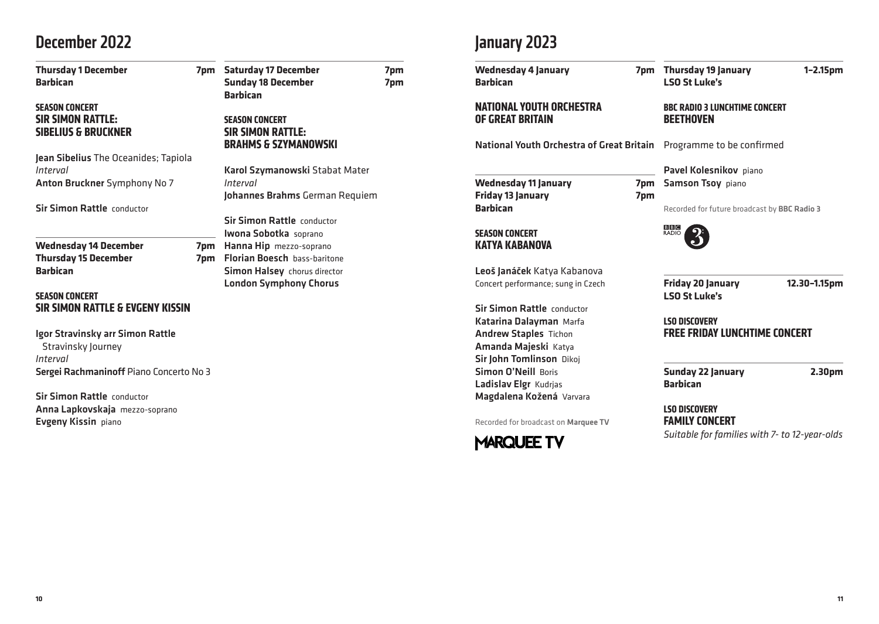## December 2022

**Thursday 1 December** **7pm**
**Barbican**

**SEASON CONCERT**
### SIR SIMON RATTLE: SIBELIUS & BRUCKNER

**Jean Sibelius** The Oceanides; Tapiola
*Interval*
**Anton Bruckner** Symphony No 7

**Sir Simon Rattle** conductor

**Wednesday 14 December** **7pm**
**Thursday 15 December** **7pm**
**Barbican**

**SEASON CONCERT**
### SIR SIMON RATTLE & EVGENY KISSIN

**Igor Stravinsky arr Simon Rattle**
Stravinsky Journey
*Interval*
**Sergei Rachmaninoff** Piano Concerto No 3

**Sir Simon Rattle** conductor
**Anna Lapkovskaja** mezzo-soprano
**Evgeny Kissin** piano

**Saturday 17 December** **7pm**
**Sunday 18 December** **7pm**
**Barbican**

**SEASON CONCERT**
### SIR SIMON RATTLE: BRAHMS & SZYMANOWSKI

**Karol Szymanowski** Stabat Mater
*Interval*
**Johannes Brahms** German Requiem

**Sir Simon Rattle** conductor
**Iwona Sobotka** soprano
**Hanna Hip** mezzo-soprano
**Florian Boesch** bass-baritone
**Simon Halsey** chorus director
**London Symphony Chorus**

## January 2023

**Wednesday 4 January** **7pm**
**Barbican**

### NATIONAL YOUTH ORCHESTRA OF GREAT BRITAIN

**National Youth Orchestra of Great Britain**

**Wednesday 11 January** **7pm**
**Friday 13 January** **7pm**
**Barbican**

**SEASON CONCERT**
### KATYA KABANOVA

**Leoš Janáček** Katya Kabanova
Concert performance; sung in Czech

**Sir Simon Rattle** conductor
**Katarina Dalayman** Marfa
**Andrew Staples** Tichon
**Amanda Majeski** Katya
**Sir John Tomlinson** Dikoj
**Simon O'Neill** Boris
**Ladislav Elgr** Kudrjas
**Magdalena Kožená** Varvara

Recorded for broadcast on **Marquee TV**

MARQUEE TV

**Thursday 19 January** **1–2.15pm**
**LSO St Luke's**

**BBC RADIO 3 LUNCHTIME CONCERT**
### BEETHOVEN

Programme to be confirmed

**Pavel Kolesnikov** piano
**Samson Tsoy** piano

Recorded for future broadcast by **BBC Radio 3**

BBC RADIO 3

**Friday 20 January** **12.30–1.15pm**
**LSO St Luke's**

**LSO DISCOVERY**
### FREE FRIDAY LUNCHTIME CONCERT

**Sunday 22 January** **2.30pm**
**Barbican**

**LSO DISCOVERY**
### FAMILY CONCERT

*Suitable for families with 7- to 12-year-olds*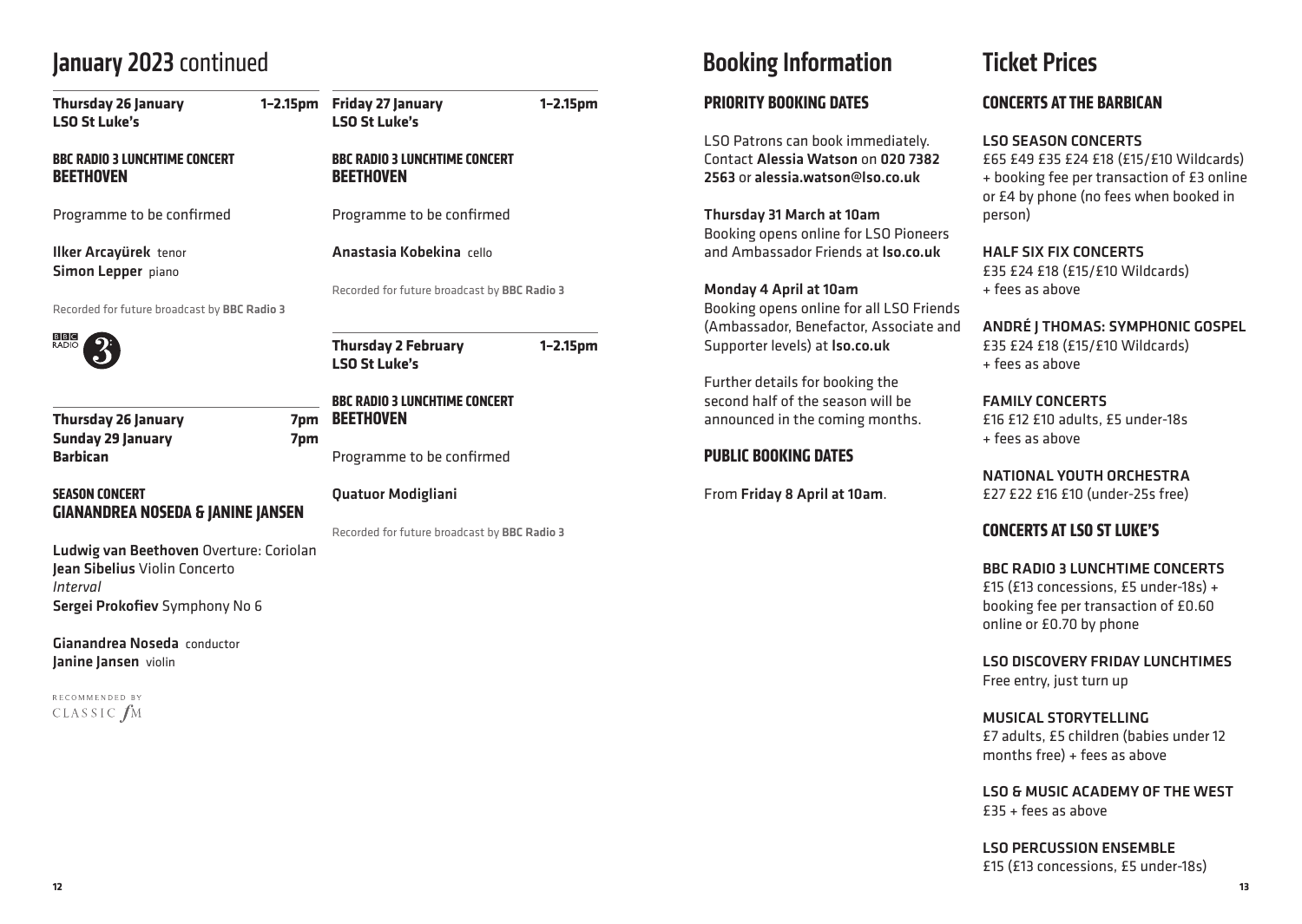# January 2023 continued

**Thursday 26 January** **1–2.15pm**
**LSO St Luke's**

**BBC RADIO 3 LUNCHTIME CONCERT**
**BEETHOVEN**

Programme to be confirmed

**Ilker Arcayürek** tenor
**Simon Lepper** piano

Recorded for future broadcast by **BBC Radio 3**

**Thursday 26 January** **7pm**
**Sunday 29 January** **7pm**
**Barbican**

**SEASON CONCERT**
**GIANANDREA NOSEDA & JANINE JANSEN**

**Ludwig van Beethoven** Overture: Coriolan
**Jean Sibelius** Violin Concerto
*Interval*
**Sergei Prokofiev** Symphony No 6

**Gianandrea Noseda** conductor
**Janine Jansen** violin

RECOMMENDED BY CLASSIC fM

**Friday 27 January** **1–2.15pm**
**LSO St Luke's**

**BBC RADIO 3 LUNCHTIME CONCERT**
**BEETHOVEN**

Programme to be confirmed

**Anastasia Kobekina** cello

Recorded for future broadcast by **BBC Radio 3**

**Thursday 2 February** **1–2.15pm**
**LSO St Luke's**

**BBC RADIO 3 LUNCHTIME CONCERT**
**BEETHOVEN**

Programme to be confirmed

**Quatuor Modigliani**

Recorded for future broadcast by **BBC Radio 3**

# Booking Information

## PRIORITY BOOKING DATES

LSO Patrons can book immediately. Contact **Alessia Watson** on **020 7382 2563** or **alessia.watson@lso.co.uk**

**Thursday 31 March at 10am**
Booking opens online for LSO Pioneers and Ambassador Friends at **lso.co.uk**

**Monday 4 April at 10am**
Booking opens online for all LSO Friends (Ambassador, Benefactor, Associate and Supporter levels) at **lso.co.uk**

Further details for booking the second half of the season will be announced in the coming months.

## PUBLIC BOOKING DATES

From **Friday 8 April at 10am**.

# Ticket Prices

## CONCERTS AT THE BARBICAN

**LSO SEASON CONCERTS**
£65 £49 £35 £24 £18 (£15/£10 Wildcards) + booking fee per transaction of £3 online or £4 by phone (no fees when booked in person)

**HALF SIX FIX CONCERTS**
£35 £24 £18 (£15/£10 Wildcards) + fees as above

**ANDRÉ J THOMAS: SYMPHONIC GOSPEL**
£35 £24 £18 (£15/£10 Wildcards) + fees as above

**FAMILY CONCERTS**
£16 £12 £10 adults, £5 under-18s + fees as above

**NATIONAL YOUTH ORCHESTRA**
£27 £22 £16 £10 (under-25s free)

## CONCERTS AT LSO ST LUKE'S

**BBC RADIO 3 LUNCHTIME CONCERTS**
£15 (£13 concessions, £5 under-18s) + booking fee per transaction of £0.60 online or £0.70 by phone

**LSO DISCOVERY FRIDAY LUNCHTIMES**
Free entry, just turn up

**MUSICAL STORYTELLING**
£7 adults, £5 children (babies under 12 months free) + fees as above

**LSO & MUSIC ACADEMY OF THE WEST**
£35 + fees as above

**LSO PERCUSSION ENSEMBLE**
£15 (£13 concessions, £5 under-18s)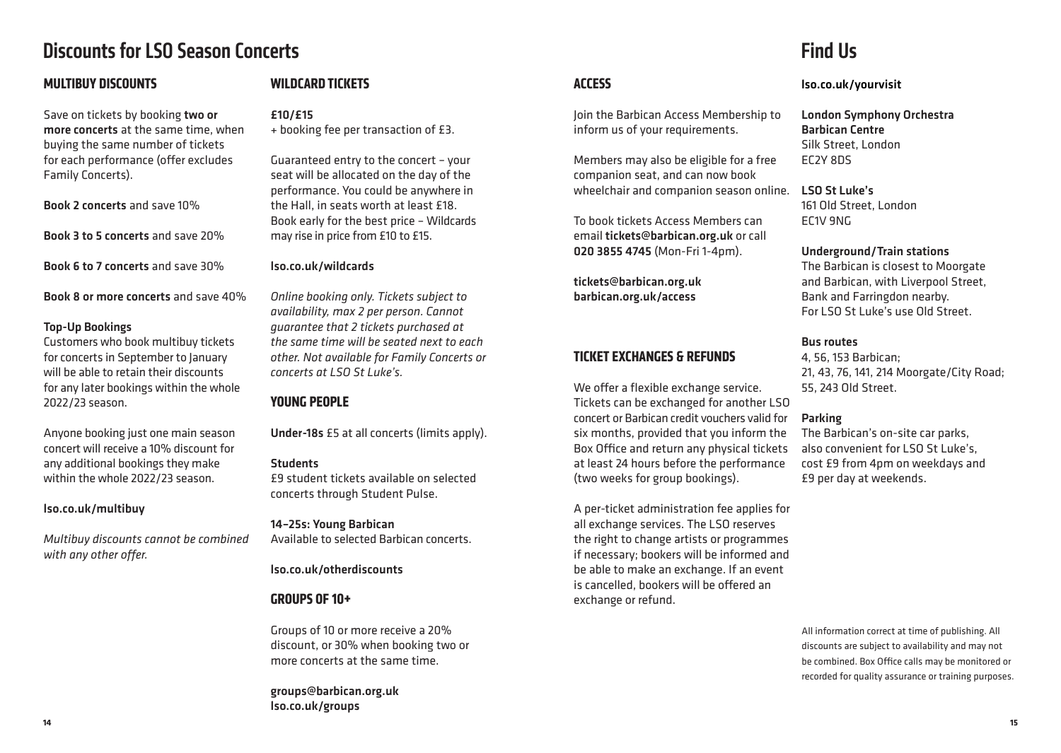# Discounts for LSO Season Concerts

## MULTIBUY DISCOUNTS

Save on tickets by booking **two or more concerts** at the same time, when buying the same number of tickets for each performance (offer excludes Family Concerts).

**Book 2 concerts** and save 10%

**Book 3 to 5 concerts** and save 20%

**Book 6 to 7 concerts** and save 30%

**Book 8 or more concerts** and save 40%

**Top-Up Bookings**
Customers who book multibuy tickets for concerts in September to January will be able to retain their discounts for any later bookings within the whole 2022/23 season.

Anyone booking just one main season concert will receive a 10% discount for any additional bookings they make within the whole 2022/23 season.

**lso.co.uk/multibuy**

*Multibuy discounts cannot be combined with any other offer.*

## WILDCARD TICKETS

**£10/£15**
+ booking fee per transaction of £3.

Guaranteed entry to the concert – your seat will be allocated on the day of the performance. You could be anywhere in the Hall, in seats worth at least £18. Book early for the best price – Wildcards may rise in price from £10 to £15.

**lso.co.uk/wildcards**

*Online booking only. Tickets subject to availability, max 2 per person. Cannot guarantee that 2 tickets purchased at the same time will be seated next to each other. Not available for Family Concerts or concerts at LSO St Luke's.*

## YOUNG PEOPLE

**Under-18s** £5 at all concerts (limits apply).

**Students**
£9 student tickets available on selected concerts through Student Pulse.

**14–25s: Young Barbican**
Available to selected Barbican concerts.

**lso.co.uk/otherdiscounts**

## GROUPS OF 10+

Groups of 10 or more receive a 20% discount, or 30% when booking two or more concerts at the same time.

**groups@barbican.org.uk**
**lso.co.uk/groups**

## ACCESS

Join the Barbican Access Membership to inform us of your requirements.

Members may also be eligible for a free companion seat, and can now book wheelchair and companion season online.

To book tickets Access Members can email **tickets@barbican.org.uk** or call **020 3855 4745** (Mon-Fri 1-4pm).

**tickets@barbican.org.uk**
**barbican.org.uk/access**

## TICKET EXCHANGES & REFUNDS

We offer a flexible exchange service. Tickets can be exchanged for another LSO concert or Barbican credit vouchers valid for six months, provided that you inform the Box Office and return any physical tickets at least 24 hours before the performance (two weeks for group bookings).

A per-ticket administration fee applies for all exchange services. The LSO reserves the right to change artists or programmes if necessary; bookers will be informed and be able to make an exchange. If an event is cancelled, bookers will be offered an exchange or refund.

# Find Us

**lso.co.uk/yourvisit**

**London Symphony Orchestra**
**Barbican Centre**
Silk Street, London
EC2Y 8DS

**LSO St Luke's**
161 Old Street, London
EC1V 9NG

**Underground/Train stations**
The Barbican is closest to Moorgate and Barbican, with Liverpool Street, Bank and Farringdon nearby.
For LSO St Luke's use Old Street.

**Bus routes**
4, 56, 153 Barbican;
21, 43, 76, 141, 214 Moorgate/City Road;
55, 243 Old Street.

**Parking**
The Barbican's on-site car parks, also convenient for LSO St Luke's, cost £9 from 4pm on weekdays and £9 per day at weekends.

All information correct at time of publishing. All discounts are subject to availability and may not be combined. Box Office calls may be monitored or recorded for quality assurance or training purposes.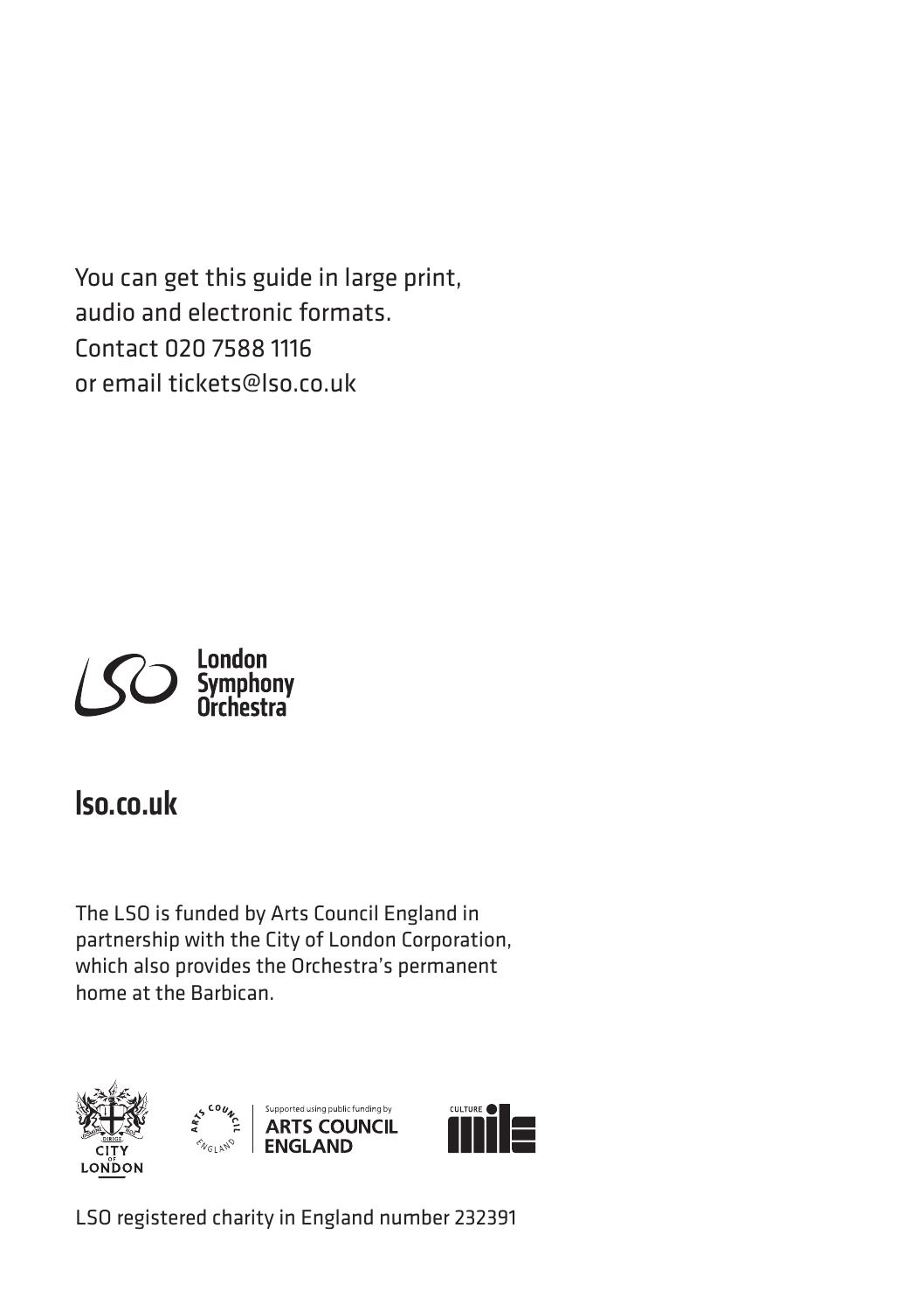You can get this guide in large print,
audio and electronic formats.
Contact 020 7588 1116
or email tickets@lso.co.uk

London
Symphony
Orchestra

**lso.co.uk**

The LSO is funded by Arts Council England in partnership with the City of London Corporation, which also provides the Orchestra's permanent home at the Barbican.

CITY OF LONDON

Supported using public funding by
ARTS COUNCIL ENGLAND

CULTURE mile

LSO registered charity in England number 232391